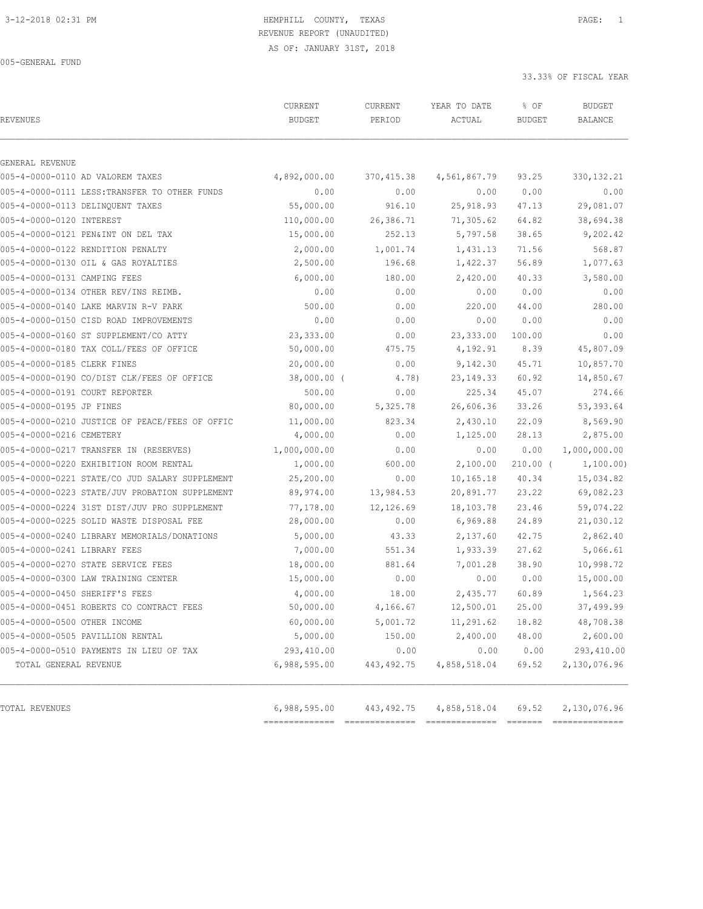3-12-2018 02:31 PM

HEMPHILL COUNTY, TEXAS
REVENUE REPORT (UNAUDITED)
AS OF: JANUARY 31ST, 2018

005-GENERAL FUND

33.33% OF FISCAL YEAR

| REVENUES | CURRENT BUDGET | CURRENT PERIOD | YEAR TO DATE ACTUAL | % OF BUDGET | BUDGET BALANCE |
|---|---|---|---|---|---|
| GENERAL REVENUE | | | | | |
| 005-4-0000-0110 AD VALOREM TAXES | 4,892,000.00 | 370,415.38 | 4,561,867.79 | 93.25 | 330,132.21 |
| 005-4-0000-0111 LESS:TRANSFER TO OTHER FUNDS | 0.00 | 0.00 | 0.00 | 0.00 | 0.00 |
| 005-4-0000-0113 DELINQUENT TAXES | 55,000.00 | 916.10 | 25,918.93 | 47.13 | 29,081.07 |
| 005-4-0000-0120 INTEREST | 110,000.00 | 26,386.71 | 71,305.62 | 64.82 | 38,694.38 |
| 005-4-0000-0121 PEN&INT ON DEL TAX | 15,000.00 | 252.13 | 5,797.58 | 38.65 | 9,202.42 |
| 005-4-0000-0122 RENDITION PENALTY | 2,000.00 | 1,001.74 | 1,431.13 | 71.56 | 568.87 |
| 005-4-0000-0130 OIL & GAS ROYALTIES | 2,500.00 | 196.68 | 1,422.37 | 56.89 | 1,077.63 |
| 005-4-0000-0131 CAMPING FEES | 6,000.00 | 180.00 | 2,420.00 | 40.33 | 3,580.00 |
| 005-4-0000-0134 OTHER REV/INS REIMB. | 0.00 | 0.00 | 0.00 | 0.00 | 0.00 |
| 005-4-0000-0140 LAKE MARVIN R-V PARK | 500.00 | 0.00 | 220.00 | 44.00 | 280.00 |
| 005-4-0000-0150 CISD ROAD IMPROVEMENTS | 0.00 | 0.00 | 0.00 | 0.00 | 0.00 |
| 005-4-0000-0160 ST SUPPLEMENT/CO ATTY | 23,333.00 | 0.00 | 23,333.00 | 100.00 | 0.00 |
| 005-4-0000-0180 TAX COLL/FEES OF OFFICE | 50,000.00 | 475.75 | 4,192.91 | 8.39 | 45,807.09 |
| 005-4-0000-0185 CLERK FINES | 20,000.00 | 0.00 | 9,142.30 | 45.71 | 10,857.70 |
| 005-4-0000-0190 CO/DIST CLK/FEES OF OFFICE | 38,000.00 | ( 4.78) | 23,149.33 | 60.92 | 14,850.67 |
| 005-4-0000-0191 COURT REPORTER | 500.00 | 0.00 | 225.34 | 45.07 | 274.66 |
| 005-4-0000-0195 JP FINES | 80,000.00 | 5,325.78 | 26,606.36 | 33.26 | 53,393.64 |
| 005-4-0000-0210 JUSTICE OF PEACE/FEES OF OFFIC | 11,000.00 | 823.34 | 2,430.10 | 22.09 | 8,569.90 |
| 005-4-0000-0216 CEMETERY | 4,000.00 | 0.00 | 1,125.00 | 28.13 | 2,875.00 |
| 005-4-0000-0217 TRANSFER IN (RESERVES) | 1,000,000.00 | 0.00 | 0.00 | 0.00 | 1,000,000.00 |
| 005-4-0000-0220 EXHIBITION ROOM RENTAL | 1,000.00 | 600.00 | 2,100.00 | 210.00 | ( 1,100.00) |
| 005-4-0000-0221 STATE/CO JUD SALARY SUPPLEMENT | 25,200.00 | 0.00 | 10,165.18 | 40.34 | 15,034.82 |
| 005-4-0000-0223 STATE/JUV PROBATION SUPPLEMENT | 89,974.00 | 13,984.53 | 20,891.77 | 23.22 | 69,082.23 |
| 005-4-0000-0224 31ST DIST/JUV PRO SUPPLEMENT | 77,178.00 | 12,126.69 | 18,103.78 | 23.46 | 59,074.22 |
| 005-4-0000-0225 SOLID WASTE DISPOSAL FEE | 28,000.00 | 0.00 | 6,969.88 | 24.89 | 21,030.12 |
| 005-4-0000-0240 LIBRARY MEMORIALS/DONATIONS | 5,000.00 | 43.33 | 2,137.60 | 42.75 | 2,862.40 |
| 005-4-0000-0241 LIBRARY FEES | 7,000.00 | 551.34 | 1,933.39 | 27.62 | 5,066.61 |
| 005-4-0000-0270 STATE SERVICE FEES | 18,000.00 | 881.64 | 7,001.28 | 38.90 | 10,998.72 |
| 005-4-0000-0300 LAW TRAINING CENTER | 15,000.00 | 0.00 | 0.00 | 0.00 | 15,000.00 |
| 005-4-0000-0450 SHERIFF'S FEES | 4,000.00 | 18.00 | 2,435.77 | 60.89 | 1,564.23 |
| 005-4-0000-0451 ROBERTS CO CONTRACT FEES | 50,000.00 | 4,166.67 | 12,500.01 | 25.00 | 37,499.99 |
| 005-4-0000-0500 OTHER INCOME | 60,000.00 | 5,001.72 | 11,291.62 | 18.82 | 48,708.38 |
| 005-4-0000-0505 PAVILLION RENTAL | 5,000.00 | 150.00 | 2,400.00 | 48.00 | 2,600.00 |
| 005-4-0000-0510 PAYMENTS IN LIEU OF TAX | 293,410.00 | 0.00 | 0.00 | 0.00 | 293,410.00 |
| TOTAL GENERAL REVENUE | 6,988,595.00 | 443,492.75 | 4,858,518.04 | 69.52 | 2,130,076.96 |
| TOTAL REVENUES | 6,988,595.00 | 443,492.75 | 4,858,518.04 | 69.52 | 2,130,076.96 |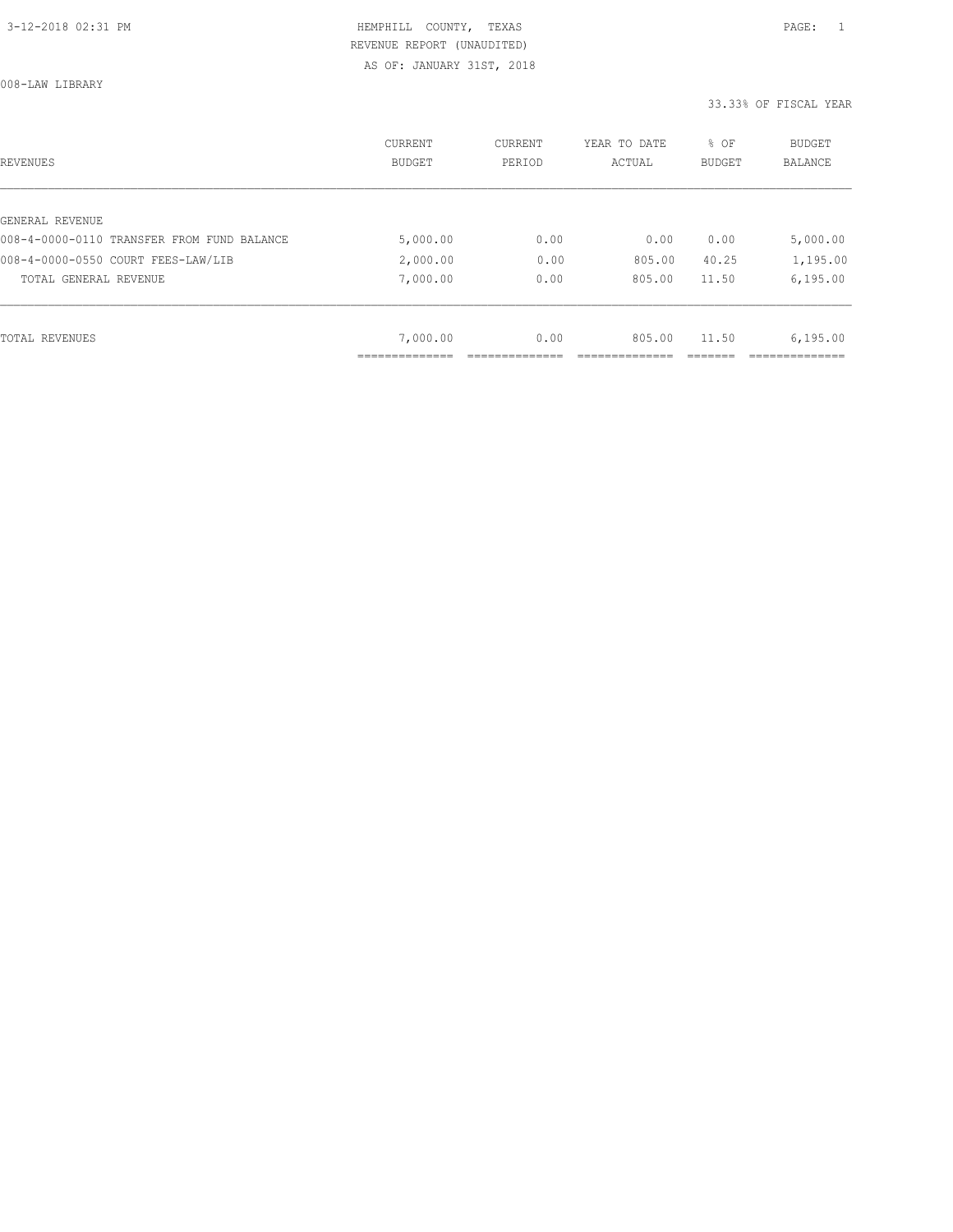HEMPHILL COUNTY, TEXAS
REVENUE REPORT (UNAUDITED)
AS OF: JANUARY 31ST, 2018

008-LAW LIBRARY

33.33% OF FISCAL YEAR

| REVENUES | CURRENT BUDGET | CURRENT PERIOD | YEAR TO DATE ACTUAL | % OF BUDGET | BUDGET BALANCE |
|---|---|---|---|---|---|
| GENERAL REVENUE | | | | | |
| 008-4-0000-0110 TRANSFER FROM FUND BALANCE | 5,000.00 | 0.00 | 0.00 | 0.00 | 5,000.00 |
| 008-4-0000-0550 COURT FEES-LAW/LIB | 2,000.00 | 0.00 | 805.00 | 40.25 | 1,195.00 |
| TOTAL GENERAL REVENUE | 7,000.00 | 0.00 | 805.00 | 11.50 | 6,195.00 |
| TOTAL REVENUES | 7,000.00 | 0.00 | 805.00 | 11.50 | 6,195.00 |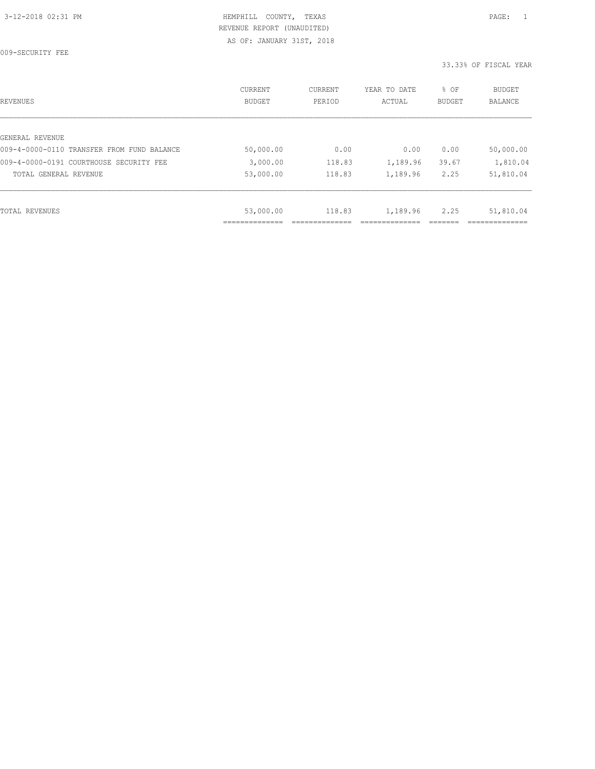HEMPHILL COUNTY, TEXAS
REVENUE REPORT (UNAUDITED)
AS OF: JANUARY 31ST, 2018

009-SECURITY FEE

33.33% OF FISCAL YEAR

| REVENUES | CURRENT BUDGET | CURRENT PERIOD | YEAR TO DATE ACTUAL | % OF BUDGET | BUDGET BALANCE |
|---|---|---|---|---|---|
| GENERAL REVENUE | | | | | |
| 009-4-0000-0110 TRANSFER FROM FUND BALANCE | 50,000.00 | 0.00 | 0.00 | 0.00 | 50,000.00 |
| 009-4-0000-0191 COURTHOUSE SECURITY FEE | 3,000.00 | 118.83 | 1,189.96 | 39.67 | 1,810.04 |
| TOTAL GENERAL REVENUE | 53,000.00 | 118.83 | 1,189.96 | 2.25 | 51,810.04 |
| TOTAL REVENUES | 53,000.00 | 118.83 | 1,189.96 | 2.25 | 51,810.04 |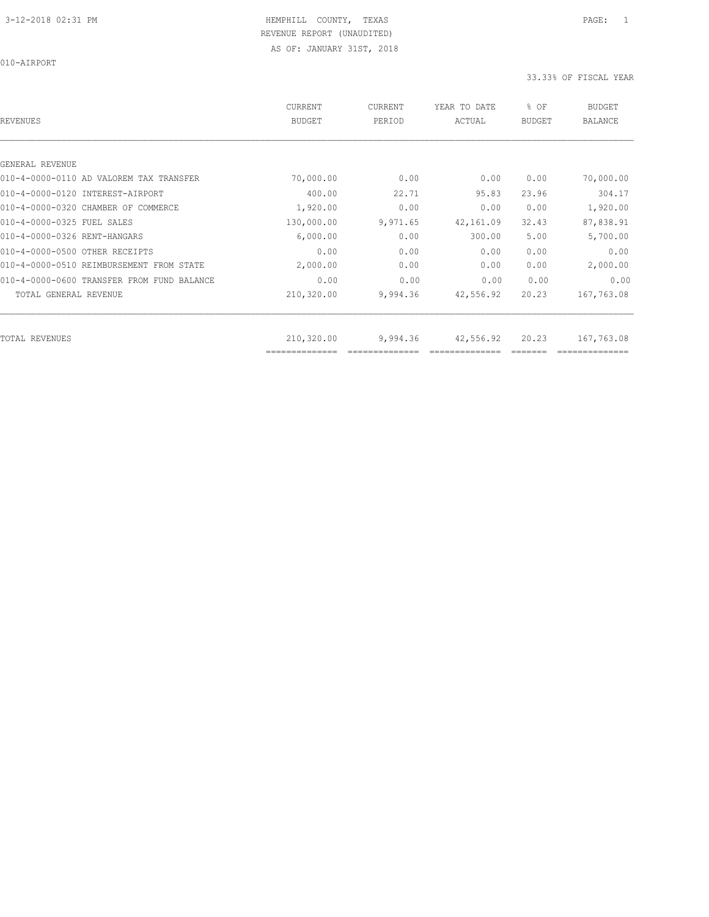HEMPHILL COUNTY, TEXAS

REVENUE REPORT (UNAUDITED)

AS OF: JANUARY 31ST, 2018

010-AIRPORT

33.33% OF FISCAL YEAR

| REVENUES | CURRENT BUDGET | CURRENT PERIOD | YEAR TO DATE ACTUAL | % OF BUDGET | BUDGET BALANCE |
|---|---|---|---|---|---|
| GENERAL REVENUE | | | | | |
| 010-4-0000-0110 AD VALOREM TAX TRANSFER | 70,000.00 | 0.00 | 0.00 | 0.00 | 70,000.00 |
| 010-4-0000-0120 INTEREST-AIRPORT | 400.00 | 22.71 | 95.83 | 23.96 | 304.17 |
| 010-4-0000-0320 CHAMBER OF COMMERCE | 1,920.00 | 0.00 | 0.00 | 0.00 | 1,920.00 |
| 010-4-0000-0325 FUEL SALES | 130,000.00 | 9,971.65 | 42,161.09 | 32.43 | 87,838.91 |
| 010-4-0000-0326 RENT-HANGARS | 6,000.00 | 0.00 | 300.00 | 5.00 | 5,700.00 |
| 010-4-0000-0500 OTHER RECEIPTS | 0.00 | 0.00 | 0.00 | 0.00 | 0.00 |
| 010-4-0000-0510 REIMBURSEMENT FROM STATE | 2,000.00 | 0.00 | 0.00 | 0.00 | 2,000.00 |
| 010-4-0000-0600 TRANSFER FROM FUND BALANCE | 0.00 | 0.00 | 0.00 | 0.00 | 0.00 |
| TOTAL GENERAL REVENUE | 210,320.00 | 9,994.36 | 42,556.92 | 20.23 | 167,763.08 |
| TOTAL REVENUES | 210,320.00 | 9,994.36 | 42,556.92 | 20.23 | 167,763.08 |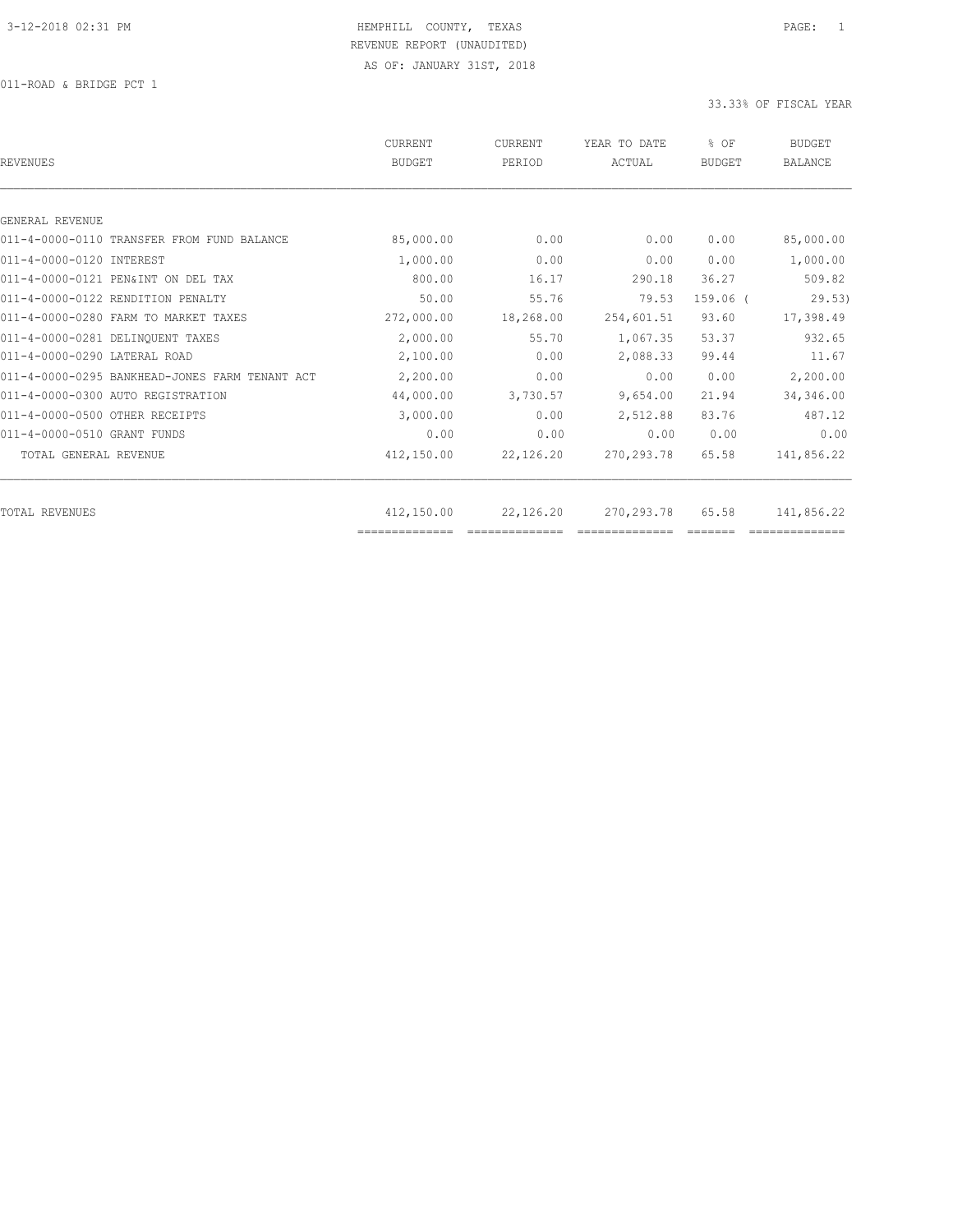HEMPHILL COUNTY, TEXAS

REVENUE REPORT (UNAUDITED)

AS OF: JANUARY 31ST, 2018

011-ROAD & BRIDGE PCT 1

33.33% OF FISCAL YEAR

| REVENUES | CURRENT BUDGET | CURRENT PERIOD | YEAR TO DATE ACTUAL | % OF BUDGET | BUDGET BALANCE |
|---|---|---|---|---|---|
| GENERAL REVENUE | | | | | |
| 011-4-0000-0110 TRANSFER FROM FUND BALANCE | 85,000.00 | 0.00 | 0.00 | 0.00 | 85,000.00 |
| 011-4-0000-0120 INTEREST | 1,000.00 | 0.00 | 0.00 | 0.00 | 1,000.00 |
| 011-4-0000-0121 PEN&INT ON DEL TAX | 800.00 | 16.17 | 290.18 | 36.27 | 509.82 |
| 011-4-0000-0122 RENDITION PENALTY | 50.00 | 55.76 | 79.53 | 159.06 | ( 29.53) |
| 011-4-0000-0280 FARM TO MARKET TAXES | 272,000.00 | 18,268.00 | 254,601.51 | 93.60 | 17,398.49 |
| 011-4-0000-0281 DELINQUENT TAXES | 2,000.00 | 55.70 | 1,067.35 | 53.37 | 932.65 |
| 011-4-0000-0290 LATERAL ROAD | 2,100.00 | 0.00 | 2,088.33 | 99.44 | 11.67 |
| 011-4-0000-0295 BANKHEAD-JONES FARM TENANT ACT | 2,200.00 | 0.00 | 0.00 | 0.00 | 2,200.00 |
| 011-4-0000-0300 AUTO REGISTRATION | 44,000.00 | 3,730.57 | 9,654.00 | 21.94 | 34,346.00 |
| 011-4-0000-0500 OTHER RECEIPTS | 3,000.00 | 0.00 | 2,512.88 | 83.76 | 487.12 |
| 011-4-0000-0510 GRANT FUNDS | 0.00 | 0.00 | 0.00 | 0.00 | 0.00 |
| TOTAL GENERAL REVENUE | 412,150.00 | 22,126.20 | 270,293.78 | 65.58 | 141,856.22 |
| TOTAL REVENUES | 412,150.00 | 22,126.20 | 270,293.78 | 65.58 | 141,856.22 |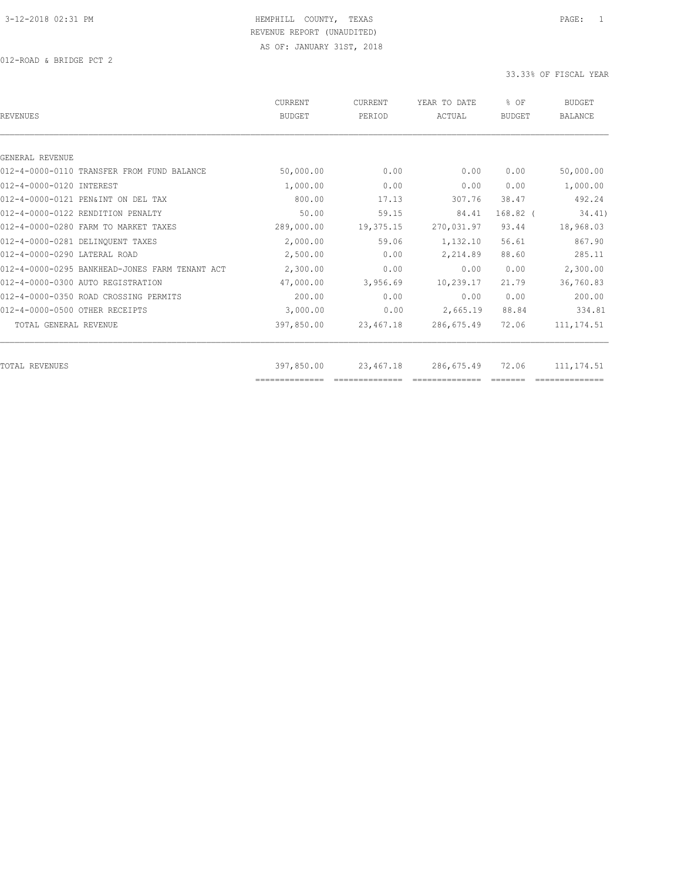HEMPHILL COUNTY, TEXAS

REVENUE REPORT (UNAUDITED)

AS OF: JANUARY 31ST, 2018

012-ROAD & BRIDGE PCT 2

33.33% OF FISCAL YEAR

| REVENUES | CURRENT BUDGET | CURRENT PERIOD | YEAR TO DATE ACTUAL | % OF BUDGET | BUDGET BALANCE |
|---|---|---|---|---|---|
| GENERAL REVENUE | | | | | |
| 012-4-0000-0110 TRANSFER FROM FUND BALANCE | 50,000.00 | 0.00 | 0.00 | 0.00 | 50,000.00 |
| 012-4-0000-0120 INTEREST | 1,000.00 | 0.00 | 0.00 | 0.00 | 1,000.00 |
| 012-4-0000-0121 PEN&INT ON DEL TAX | 800.00 | 17.13 | 307.76 | 38.47 | 492.24 |
| 012-4-0000-0122 RENDITION PENALTY | 50.00 | 59.15 | 84.41 | 168.82 | ( 34.41) |
| 012-4-0000-0280 FARM TO MARKET TAXES | 289,000.00 | 19,375.15 | 270,031.97 | 93.44 | 18,968.03 |
| 012-4-0000-0281 DELINQUENT TAXES | 2,000.00 | 59.06 | 1,132.10 | 56.61 | 867.90 |
| 012-4-0000-0290 LATERAL ROAD | 2,500.00 | 0.00 | 2,214.89 | 88.60 | 285.11 |
| 012-4-0000-0295 BANKHEAD-JONES FARM TENANT ACT | 2,300.00 | 0.00 | 0.00 | 0.00 | 2,300.00 |
| 012-4-0000-0300 AUTO REGISTRATION | 47,000.00 | 3,956.69 | 10,239.17 | 21.79 | 36,760.83 |
| 012-4-0000-0350 ROAD CROSSING PERMITS | 200.00 | 0.00 | 0.00 | 0.00 | 200.00 |
| 012-4-0000-0500 OTHER RECEIPTS | 3,000.00 | 0.00 | 2,665.19 | 88.84 | 334.81 |
| TOTAL GENERAL REVENUE | 397,850.00 | 23,467.18 | 286,675.49 | 72.06 | 111,174.51 |
| TOTAL REVENUES | 397,850.00 | 23,467.18 | 286,675.49 | 72.06 | 111,174.51 |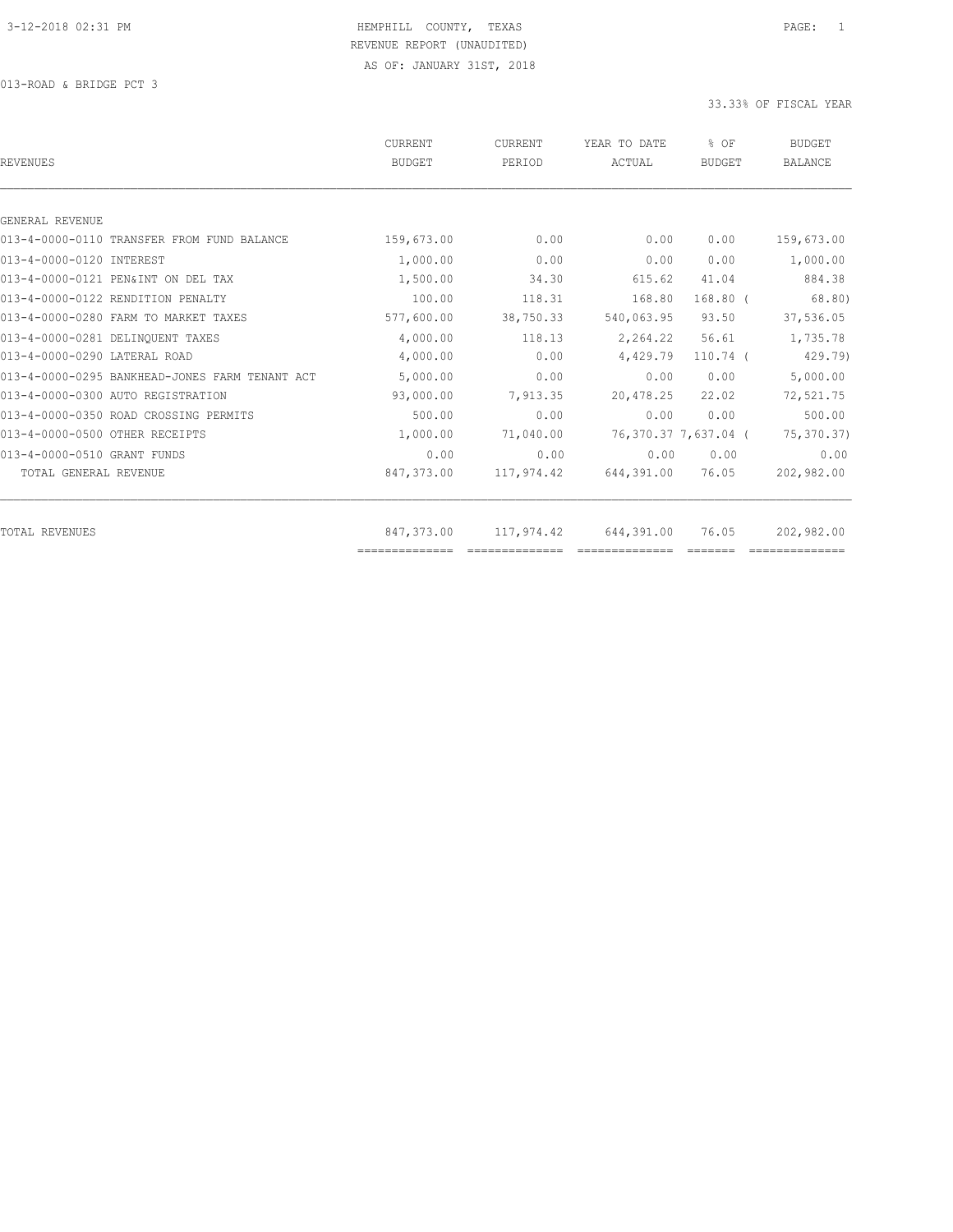HEMPHILL COUNTY, TEXAS
REVENUE REPORT (UNAUDITED)
AS OF: JANUARY 31ST, 2018

013-ROAD & BRIDGE PCT 3

33.33% OF FISCAL YEAR

| REVENUES | CURRENT BUDGET | CURRENT PERIOD | YEAR TO DATE ACTUAL | % OF BUDGET | BUDGET BALANCE |
|---|---|---|---|---|---|
| GENERAL REVENUE | | | | | |
| 013-4-0000-0110 TRANSFER FROM FUND BALANCE | 159,673.00 | 0.00 | 0.00 | 0.00 | 159,673.00 |
| 013-4-0000-0120 INTEREST | 1,000.00 | 0.00 | 0.00 | 0.00 | 1,000.00 |
| 013-4-0000-0121 PEN&INT ON DEL TAX | 1,500.00 | 34.30 | 615.62 | 41.04 | 884.38 |
| 013-4-0000-0122 RENDITION PENALTY | 100.00 | 118.31 | 168.80 | 168.80 | ( 68.80) |
| 013-4-0000-0280 FARM TO MARKET TAXES | 577,600.00 | 38,750.33 | 540,063.95 | 93.50 | 37,536.05 |
| 013-4-0000-0281 DELINQUENT TAXES | 4,000.00 | 118.13 | 2,264.22 | 56.61 | 1,735.78 |
| 013-4-0000-0290 LATERAL ROAD | 4,000.00 | 0.00 | 4,429.79 | 110.74 | ( 429.79) |
| 013-4-0000-0295 BANKHEAD-JONES FARM TENANT ACT | 5,000.00 | 0.00 | 0.00 | 0.00 | 5,000.00 |
| 013-4-0000-0300 AUTO REGISTRATION | 93,000.00 | 7,913.35 | 20,478.25 | 22.02 | 72,521.75 |
| 013-4-0000-0350 ROAD CROSSING PERMITS | 500.00 | 0.00 | 0.00 | 0.00 | 500.00 |
| 013-4-0000-0500 OTHER RECEIPTS | 1,000.00 | 71,040.00 | 76,370.37 | 7,637.04 | ( 75,370.37) |
| 013-4-0000-0510 GRANT FUNDS | 0.00 | 0.00 | 0.00 | 0.00 | 0.00 |
| TOTAL GENERAL REVENUE | 847,373.00 | 117,974.42 | 644,391.00 | 76.05 | 202,982.00 |
| TOTAL REVENUES | 847,373.00 | 117,974.42 | 644,391.00 | 76.05 | 202,982.00 |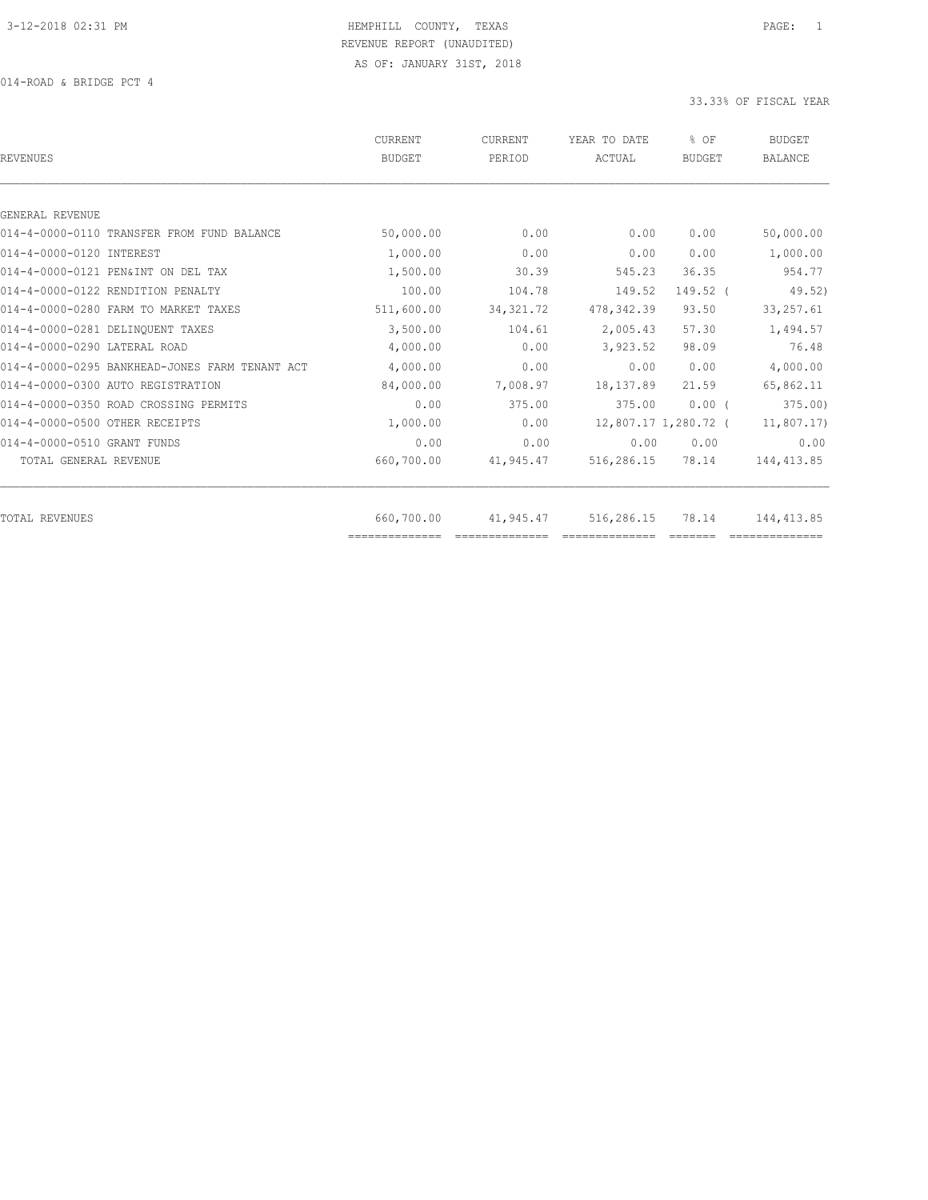HEMPHILL COUNTY, TEXAS
REVENUE REPORT (UNAUDITED)
AS OF: JANUARY 31ST, 2018

014-ROAD & BRIDGE PCT 4

33.33% OF FISCAL YEAR

| REVENUES | CURRENT BUDGET | CURRENT PERIOD | YEAR TO DATE ACTUAL | % OF BUDGET | BUDGET BALANCE |
|---|---|---|---|---|---|
| GENERAL REVENUE | | | | | |
| 014-4-0000-0110 TRANSFER FROM FUND BALANCE | 50,000.00 | 0.00 | 0.00 | 0.00 | 50,000.00 |
| 014-4-0000-0120 INTEREST | 1,000.00 | 0.00 | 0.00 | 0.00 | 1,000.00 |
| 014-4-0000-0121 PEN&INT ON DEL TAX | 1,500.00 | 30.39 | 545.23 | 36.35 | 954.77 |
| 014-4-0000-0122 RENDITION PENALTY | 100.00 | 104.78 | 149.52 | 149.52 | ( 49.52) |
| 014-4-0000-0280 FARM TO MARKET TAXES | 511,600.00 | 34,321.72 | 478,342.39 | 93.50 | 33,257.61 |
| 014-4-0000-0281 DELINQUENT TAXES | 3,500.00 | 104.61 | 2,005.43 | 57.30 | 1,494.57 |
| 014-4-0000-0290 LATERAL ROAD | 4,000.00 | 0.00 | 3,923.52 | 98.09 | 76.48 |
| 014-4-0000-0295 BANKHEAD-JONES FARM TENANT ACT | 4,000.00 | 0.00 | 0.00 | 0.00 | 4,000.00 |
| 014-4-0000-0300 AUTO REGISTRATION | 84,000.00 | 7,008.97 | 18,137.89 | 21.59 | 65,862.11 |
| 014-4-0000-0350 ROAD CROSSING PERMITS | 0.00 | 375.00 | 375.00 | 0.00 | ( 375.00) |
| 014-4-0000-0500 OTHER RECEIPTS | 1,000.00 | 0.00 | 12,807.17 | 1,280.72 | ( 11,807.17) |
| 014-4-0000-0510 GRANT FUNDS | 0.00 | 0.00 | 0.00 | 0.00 | 0.00 |
| TOTAL GENERAL REVENUE | 660,700.00 | 41,945.47 | 516,286.15 | 78.14 | 144,413.85 |
| TOTAL REVENUES | 660,700.00 | 41,945.47 | 516,286.15 | 78.14 | 144,413.85 |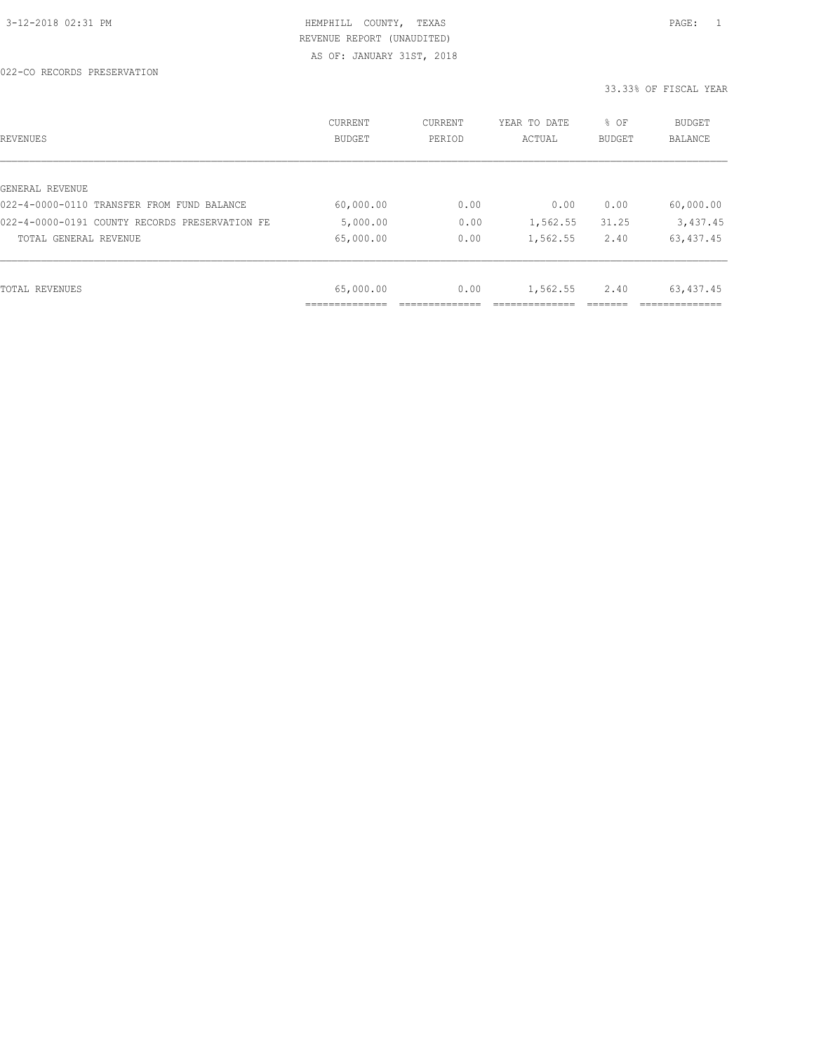HEMPHILL COUNTY, TEXAS
REVENUE REPORT (UNAUDITED)
AS OF: JANUARY 31ST, 2018

022-CO RECORDS PRESERVATION

33.33% OF FISCAL YEAR

| REVENUES | CURRENT BUDGET | CURRENT PERIOD | YEAR TO DATE ACTUAL | % OF BUDGET | BUDGET BALANCE |
|---|---|---|---|---|---|
| GENERAL REVENUE | | | | | |
| 022-4-0000-0110 TRANSFER FROM FUND BALANCE | 60,000.00 | 0.00 | 0.00 | 0.00 | 60,000.00 |
| 022-4-0000-0191 COUNTY RECORDS PRESERVATION FE | 5,000.00 | 0.00 | 1,562.55 | 31.25 | 3,437.45 |
| TOTAL GENERAL REVENUE | 65,000.00 | 0.00 | 1,562.55 | 2.40 | 63,437.45 |
| TOTAL REVENUES | 65,000.00 | 0.00 | 1,562.55 | 2.40 | 63,437.45 |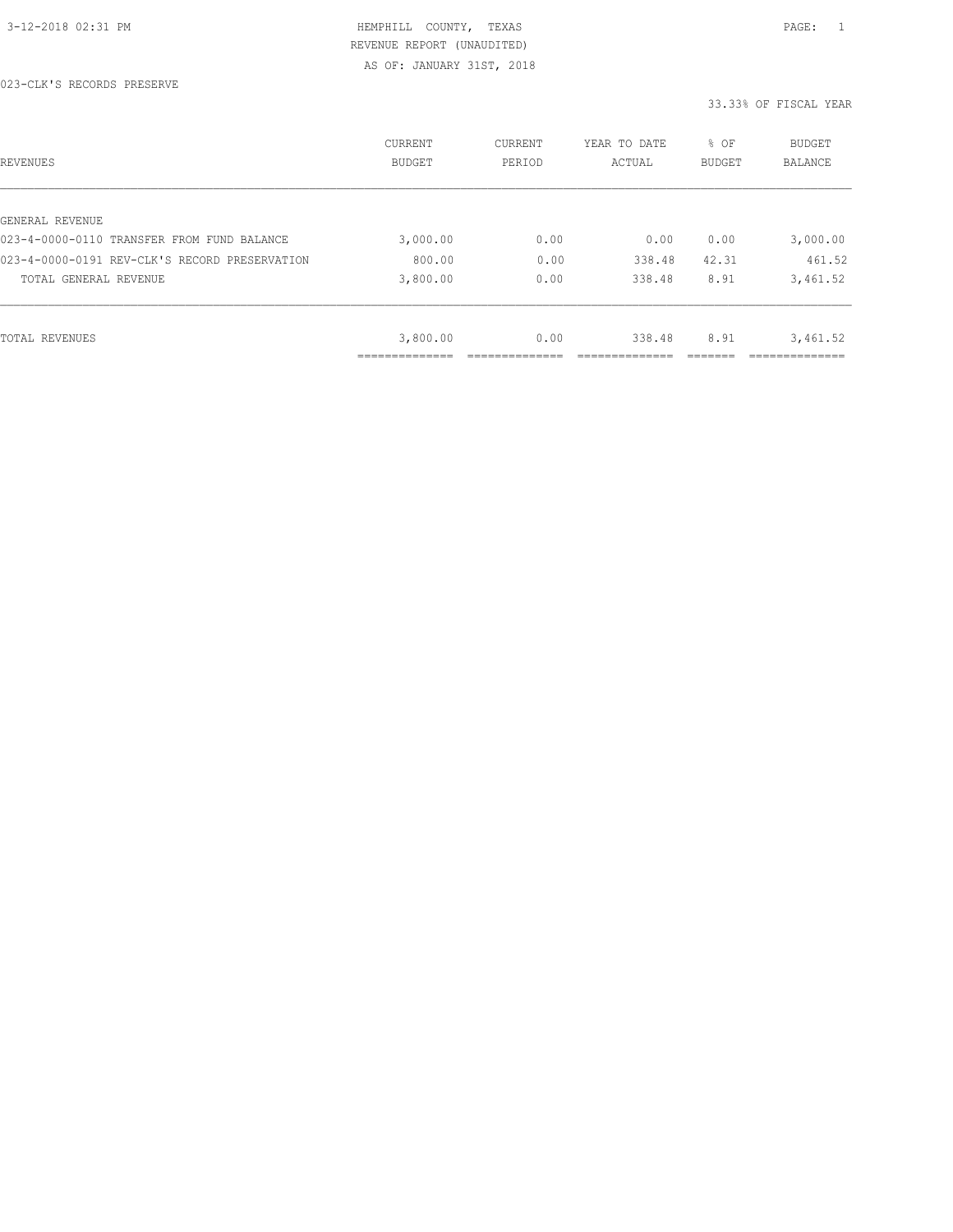HEMPHILL COUNTY, TEXAS
REVENUE REPORT (UNAUDITED)
AS OF: JANUARY 31ST, 2018

023-CLK'S RECORDS PRESERVE

33.33% OF FISCAL YEAR

| REVENUES | CURRENT BUDGET | CURRENT PERIOD | YEAR TO DATE ACTUAL | % OF BUDGET | BUDGET BALANCE |
|---|---|---|---|---|---|
| GENERAL REVENUE | | | | | |
| 023-4-0000-0110 TRANSFER FROM FUND BALANCE | 3,000.00 | 0.00 | 0.00 | 0.00 | 3,000.00 |
| 023-4-0000-0191 REV-CLK'S RECORD PRESERVATION | 800.00 | 0.00 | 338.48 | 42.31 | 461.52 |
| TOTAL GENERAL REVENUE | 3,800.00 | 0.00 | 338.48 | 8.91 | 3,461.52 |
| TOTAL REVENUES | 3,800.00 | 0.00 | 338.48 | 8.91 | 3,461.52 |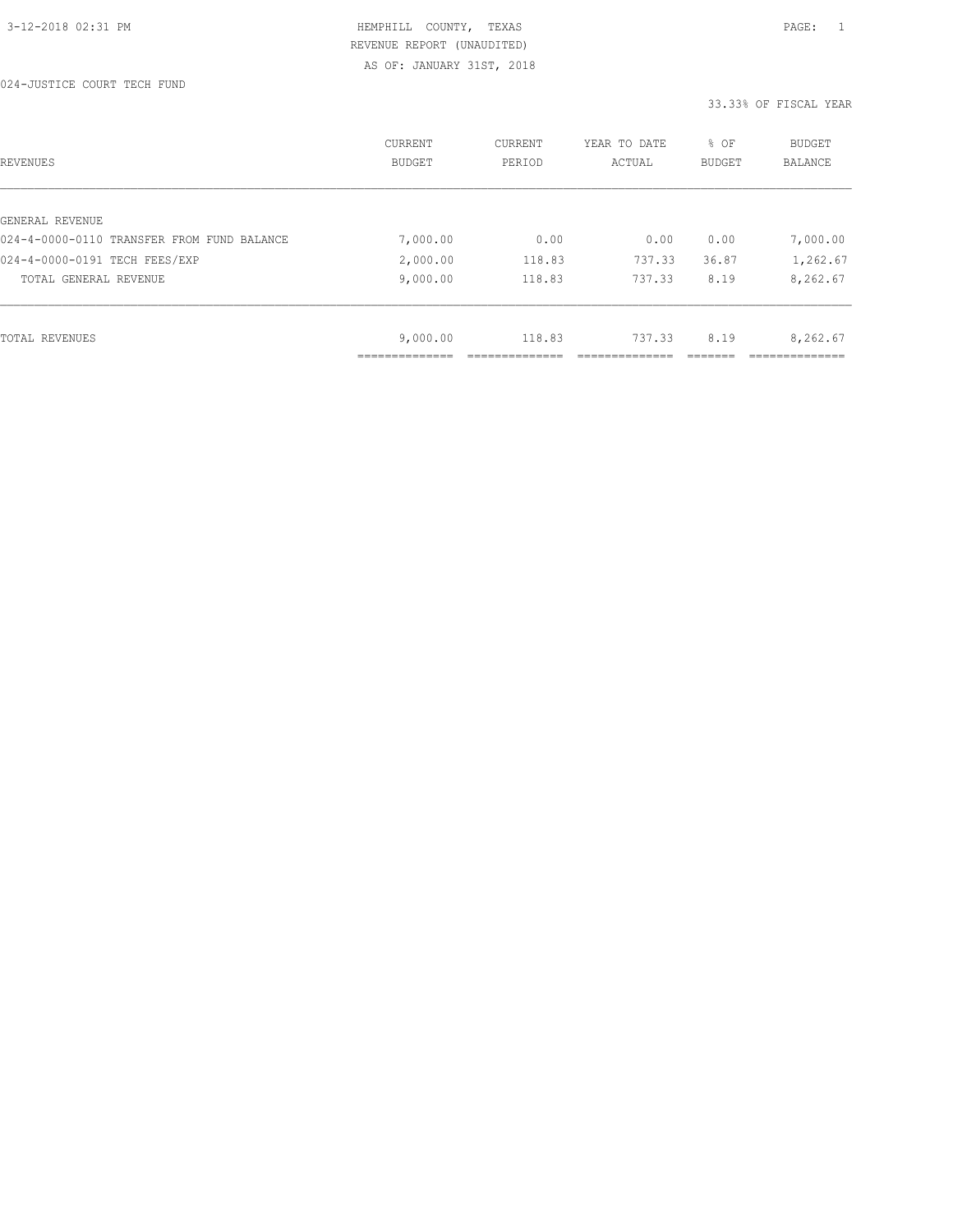HEMPHILL COUNTY, TEXAS

REVENUE REPORT (UNAUDITED)

AS OF: JANUARY 31ST, 2018

024-JUSTICE COURT TECH FUND

33.33% OF FISCAL YEAR

| REVENUES | CURRENT BUDGET | CURRENT PERIOD | YEAR TO DATE ACTUAL | % OF BUDGET | BUDGET BALANCE |
|---|---|---|---|---|---|
| GENERAL REVENUE | | | | | |
| 024-4-0000-0110 TRANSFER FROM FUND BALANCE | 7,000.00 | 0.00 | 0.00 | 0.00 | 7,000.00 |
| 024-4-0000-0191 TECH FEES/EXP | 2,000.00 | 118.83 | 737.33 | 36.87 | 1,262.67 |
| TOTAL GENERAL REVENUE | 9,000.00 | 118.83 | 737.33 | 8.19 | 8,262.67 |
| TOTAL REVENUES | 9,000.00 | 118.83 | 737.33 | 8.19 | 8,262.67 |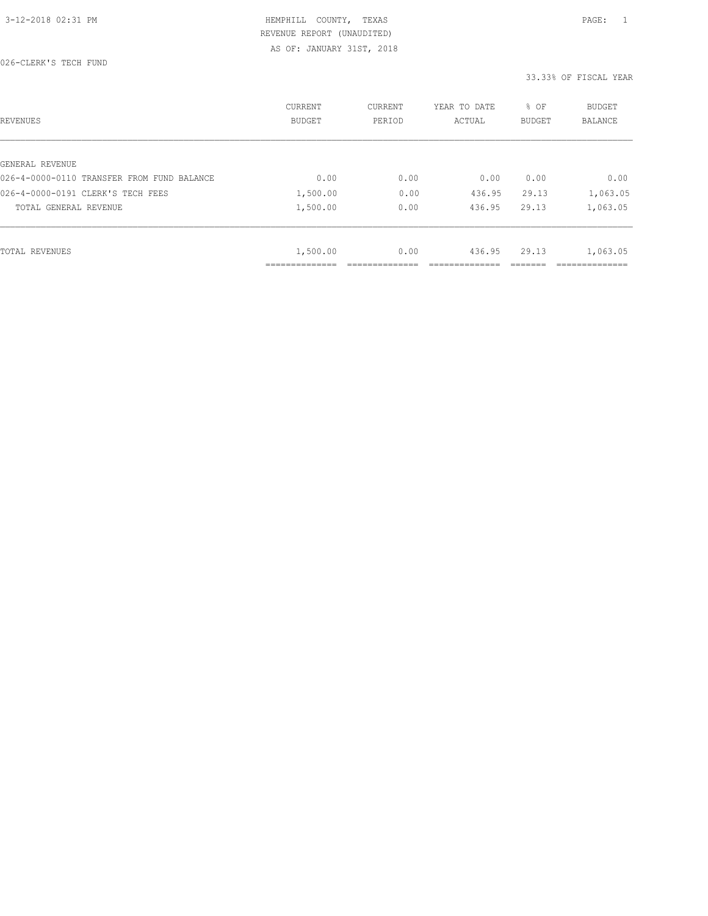HEMPHILL COUNTY, TEXAS
REVENUE REPORT (UNAUDITED)
AS OF: JANUARY 31ST, 2018

026-CLERK'S TECH FUND

33.33% OF FISCAL YEAR

| REVENUES | CURRENT BUDGET | CURRENT PERIOD | YEAR TO DATE ACTUAL | % OF BUDGET | BUDGET BALANCE |
|---|---|---|---|---|---|
| GENERAL REVENUE | | | | | |
| 026-4-0000-0110 TRANSFER FROM FUND BALANCE | 0.00 | 0.00 | 0.00 | 0.00 | 0.00 |
| 026-4-0000-0191 CLERK'S TECH FEES | 1,500.00 | 0.00 | 436.95 | 29.13 | 1,063.05 |
| TOTAL GENERAL REVENUE | 1,500.00 | 0.00 | 436.95 | 29.13 | 1,063.05 |
| TOTAL REVENUES | 1,500.00 | 0.00 | 436.95 | 29.13 | 1,063.05 |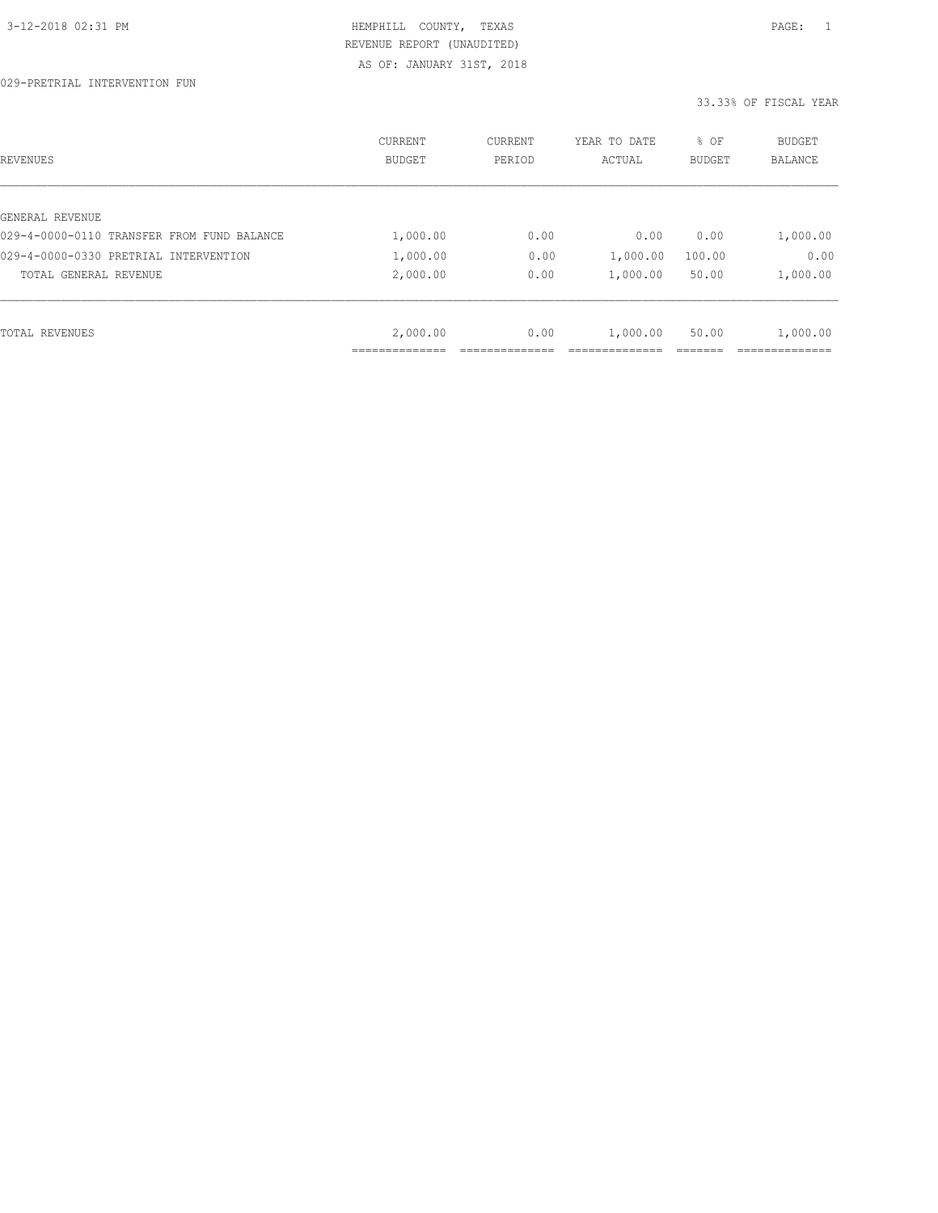HEMPHILL COUNTY, TEXAS
REVENUE REPORT (UNAUDITED)
AS OF: JANUARY 31ST, 2018

029-PRETRIAL INTERVENTION FUN

33.33% OF FISCAL YEAR

| REVENUES | CURRENT BUDGET | CURRENT PERIOD | YEAR TO DATE ACTUAL | % OF BUDGET | BUDGET BALANCE |
|---|---|---|---|---|---|
| GENERAL REVENUE | | | | | |
| 029-4-0000-0110 TRANSFER FROM FUND BALANCE | 1,000.00 | 0.00 | 0.00 | 0.00 | 1,000.00 |
| 029-4-0000-0330 PRETRIAL INTERVENTION | 1,000.00 | 0.00 | 1,000.00 | 100.00 | 0.00 |
| TOTAL GENERAL REVENUE | 2,000.00 | 0.00 | 1,000.00 | 50.00 | 1,000.00 |
| TOTAL REVENUES | 2,000.00 | 0.00 | 1,000.00 | 50.00 | 1,000.00 |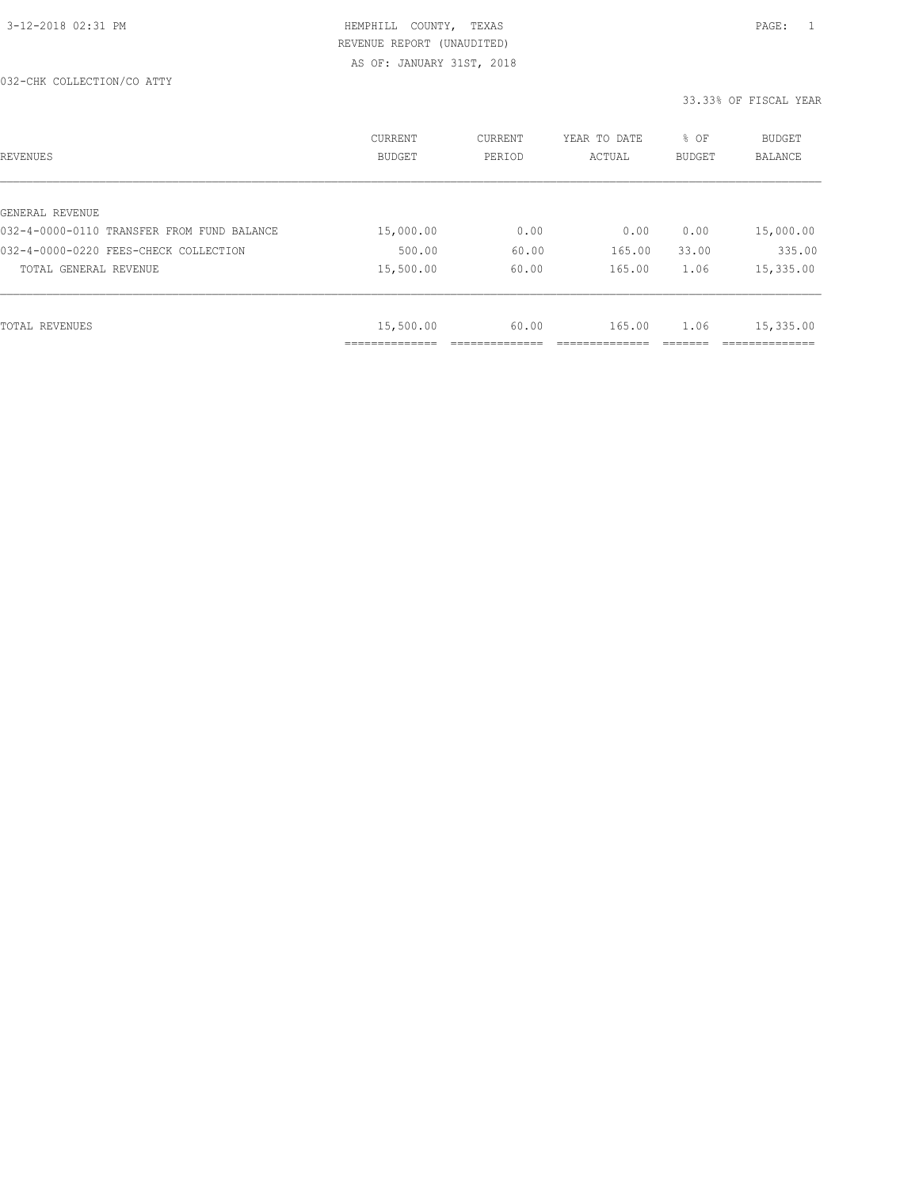HEMPHILL COUNTY, TEXAS
REVENUE REPORT (UNAUDITED)
AS OF: JANUARY 31ST, 2018

032-CHK COLLECTION/CO ATTY

33.33% OF FISCAL YEAR

| REVENUES | CURRENT BUDGET | CURRENT PERIOD | YEAR TO DATE ACTUAL | % OF BUDGET | BUDGET BALANCE |
|---|---|---|---|---|---|
| GENERAL REVENUE | | | | | |
| 032-4-0000-0110 TRANSFER FROM FUND BALANCE | 15,000.00 | 0.00 | 0.00 | 0.00 | 15,000.00 |
| 032-4-0000-0220 FEES-CHECK COLLECTION | 500.00 | 60.00 | 165.00 | 33.00 | 335.00 |
| TOTAL GENERAL REVENUE | 15,500.00 | 60.00 | 165.00 | 1.06 | 15,335.00 |
| TOTAL REVENUES | 15,500.00 | 60.00 | 165.00 | 1.06 | 15,335.00 |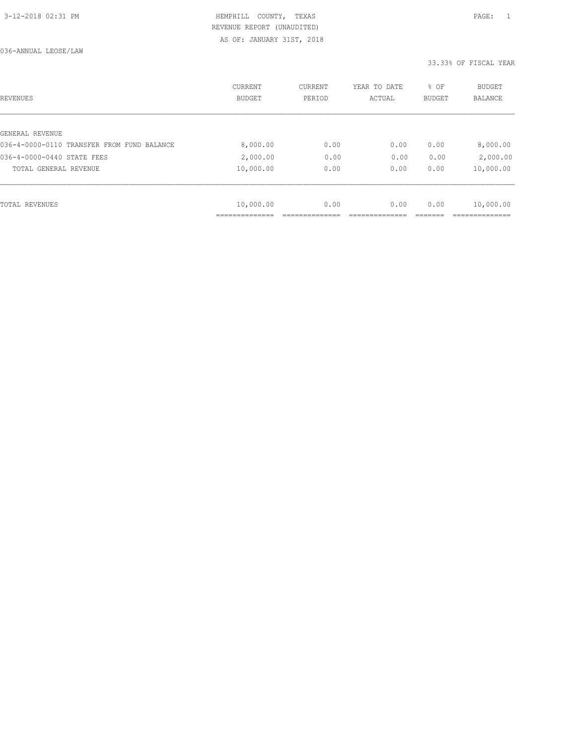HEMPHILL COUNTY, TEXAS
REVENUE REPORT (UNAUDITED)
AS OF: JANUARY 31ST, 2018

036-ANNUAL LEOSE/LAW

33.33% OF FISCAL YEAR

| REVENUES | CURRENT BUDGET | CURRENT PERIOD | YEAR TO DATE ACTUAL | % OF BUDGET | BUDGET BALANCE |
|---|---|---|---|---|---|
| GENERAL REVENUE | | | | | |
| 036-4-0000-0110 TRANSFER FROM FUND BALANCE | 8,000.00 | 0.00 | 0.00 | 0.00 | 8,000.00 |
| 036-4-0000-0440 STATE FEES | 2,000.00 | 0.00 | 0.00 | 0.00 | 2,000.00 |
| TOTAL GENERAL REVENUE | 10,000.00 | 0.00 | 0.00 | 0.00 | 10,000.00 |
| TOTAL REVENUES | 10,000.00 | 0.00 | 0.00 | 0.00 | 10,000.00 |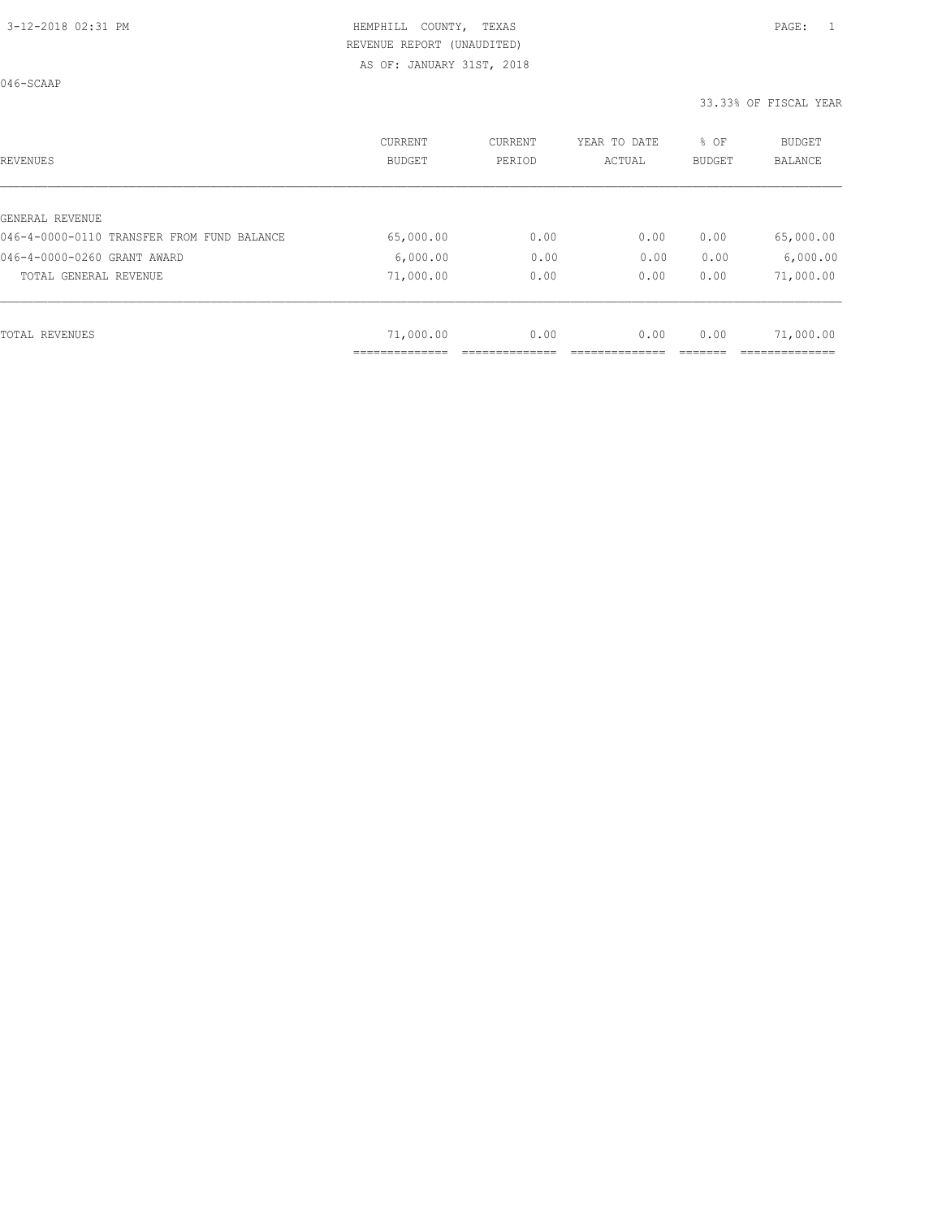HEMPHILL COUNTY, TEXAS
REVENUE REPORT (UNAUDITED)
AS OF: JANUARY 31ST, 2018

046-SCAAP

33.33% OF FISCAL YEAR

| REVENUES | CURRENT BUDGET | CURRENT PERIOD | YEAR TO DATE ACTUAL | % OF BUDGET | BUDGET BALANCE |
|---|---|---|---|---|---|
| GENERAL REVENUE | | | | | |
| 046-4-0000-0110 TRANSFER FROM FUND BALANCE | 65,000.00 | 0.00 | 0.00 | 0.00 | 65,000.00 |
| 046-4-0000-0260 GRANT AWARD | 6,000.00 | 0.00 | 0.00 | 0.00 | 6,000.00 |
| TOTAL GENERAL REVENUE | 71,000.00 | 0.00 | 0.00 | 0.00 | 71,000.00 |
| TOTAL REVENUES | 71,000.00 | 0.00 | 0.00 | 0.00 | 71,000.00 |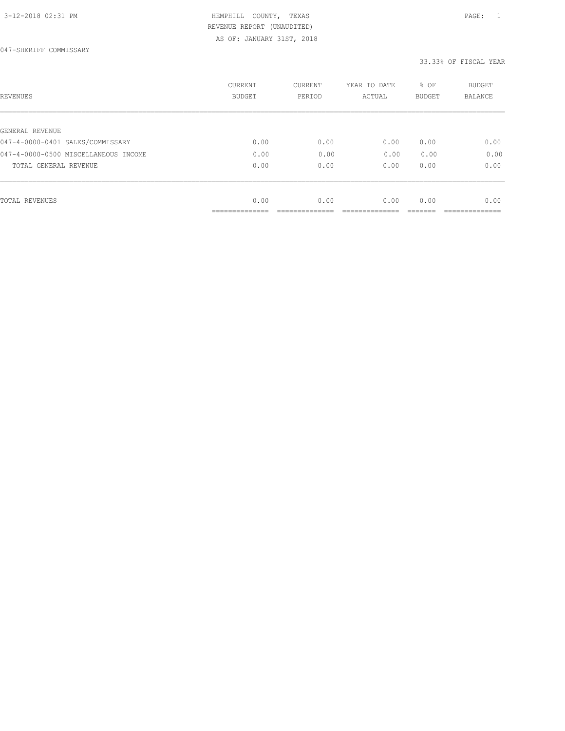HEMPHILL COUNTY, TEXAS
REVENUE REPORT (UNAUDITED)
AS OF: JANUARY 31ST, 2018

047-SHERIFF COMMISSARY

33.33% OF FISCAL YEAR

| REVENUES | CURRENT BUDGET | CURRENT PERIOD | YEAR TO DATE ACTUAL | % OF BUDGET | BUDGET BALANCE |
|---|---|---|---|---|---|
| GENERAL REVENUE | | | | | |
| 047-4-0000-0401 SALES/COMMISSARY | 0.00 | 0.00 | 0.00 | 0.00 | 0.00 |
| 047-4-0000-0500 MISCELLANEOUS INCOME | 0.00 | 0.00 | 0.00 | 0.00 | 0.00 |
| TOTAL GENERAL REVENUE | 0.00 | 0.00 | 0.00 | 0.00 | 0.00 |
| TOTAL REVENUES | 0.00 | 0.00 | 0.00 | 0.00 | 0.00 |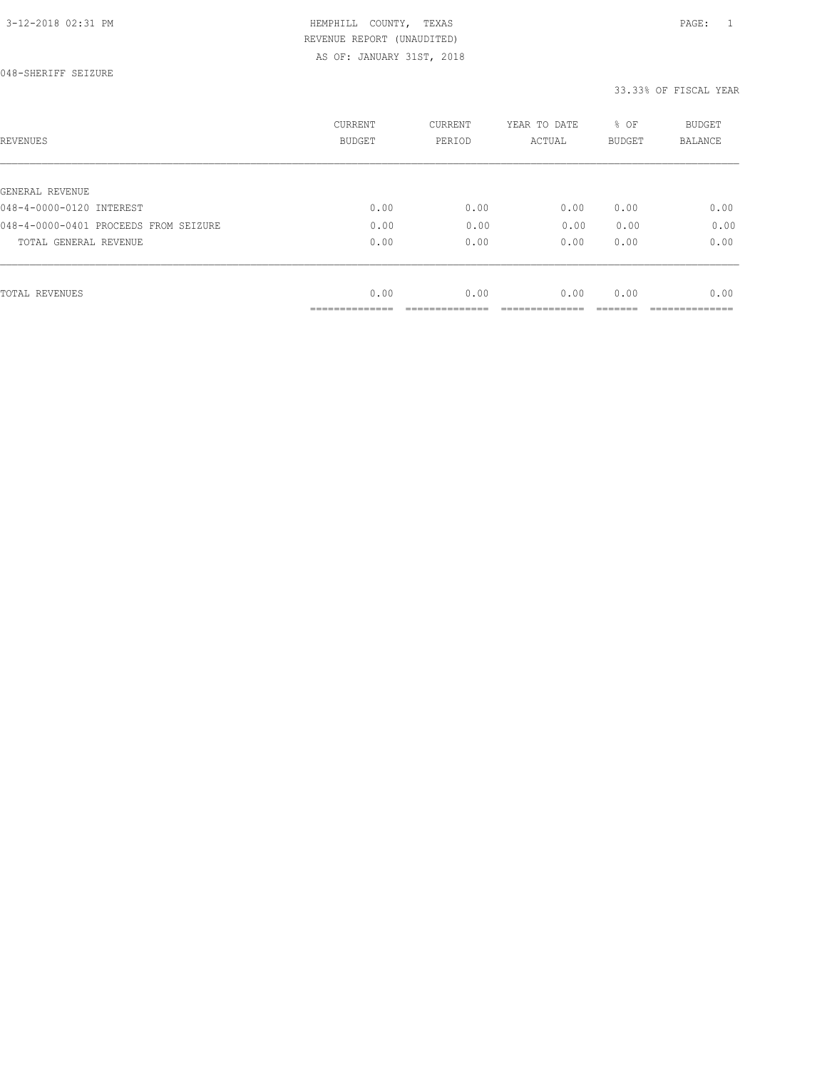HEMPHILL COUNTY, TEXAS
REVENUE REPORT (UNAUDITED)
AS OF: JANUARY 31ST, 2018

048-SHERIFF SEIZURE

33.33% OF FISCAL YEAR

| REVENUES | CURRENT BUDGET | CURRENT PERIOD | YEAR TO DATE ACTUAL | % OF BUDGET | BUDGET BALANCE |
|---|---|---|---|---|---|
| GENERAL REVENUE | | | | | |
| 048-4-0000-0120 INTEREST | 0.00 | 0.00 | 0.00 | 0.00 | 0.00 |
| 048-4-0000-0401 PROCEEDS FROM SEIZURE | 0.00 | 0.00 | 0.00 | 0.00 | 0.00 |
| TOTAL GENERAL REVENUE | 0.00 | 0.00 | 0.00 | 0.00 | 0.00 |
| TOTAL REVENUES | 0.00 | 0.00 | 0.00 | 0.00 | 0.00 |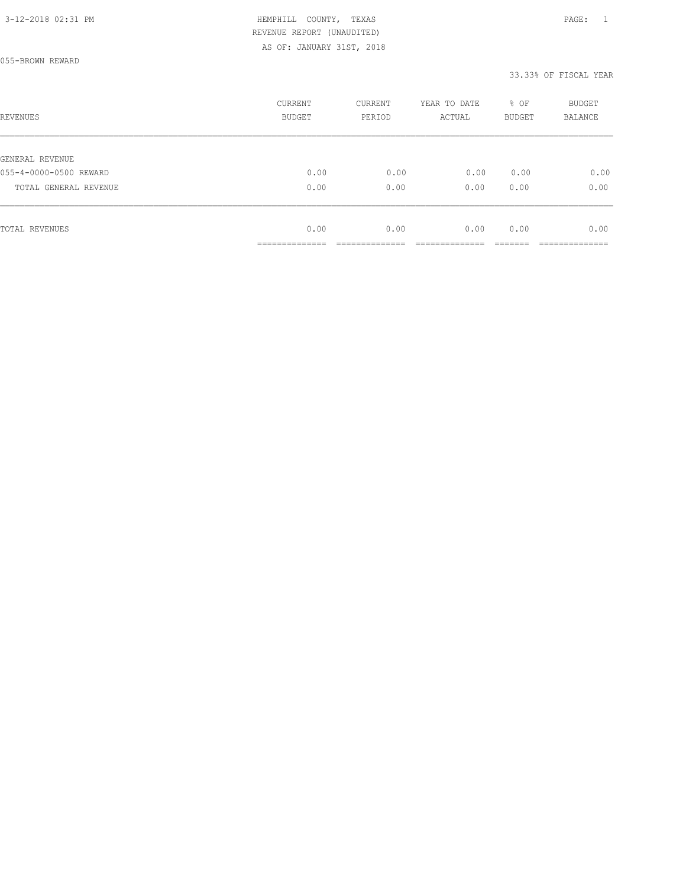HEMPHILL COUNTY, TEXAS
REVENUE REPORT (UNAUDITED)
AS OF: JANUARY 31ST, 2018

055-BROWN REWARD

33.33% OF FISCAL YEAR

| REVENUES | CURRENT BUDGET | CURRENT PERIOD | YEAR TO DATE ACTUAL | % OF BUDGET | BUDGET BALANCE |
|---|---|---|---|---|---|
| GENERAL REVENUE | | | | | |
| 055-4-0000-0500 REWARD | 0.00 | 0.00 | 0.00 | 0.00 | 0.00 |
| TOTAL GENERAL REVENUE | 0.00 | 0.00 | 0.00 | 0.00 | 0.00 |
| TOTAL REVENUES | 0.00 | 0.00 | 0.00 | 0.00 | 0.00 |